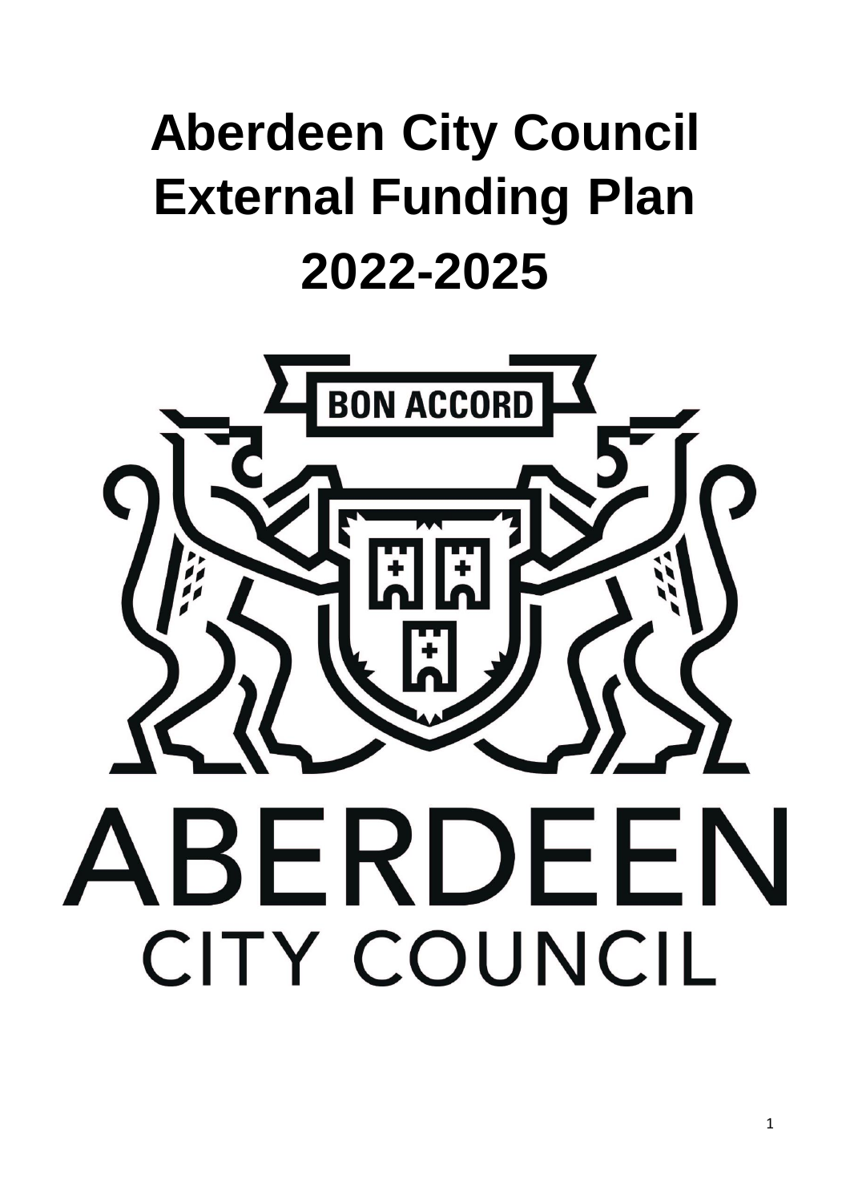# Aberdeen City Council External Funding Plan 2022-2025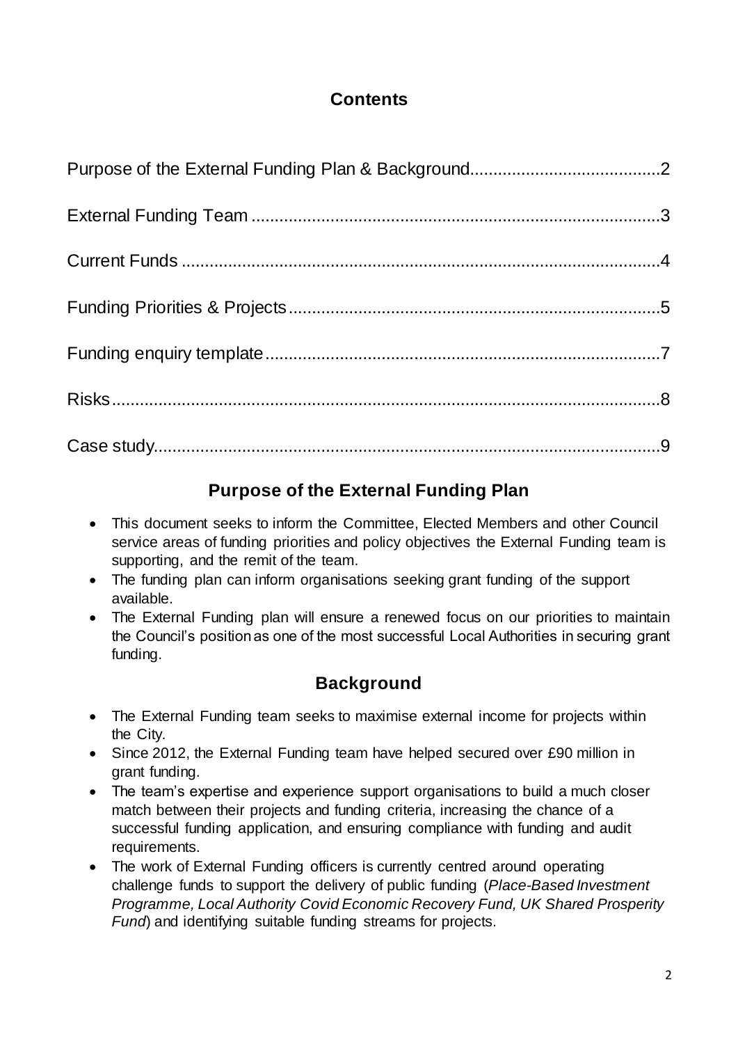## Contents

Purpose of the External Funding Plan & Background........................................2

External Funding Team........................................................................................3

Current Funds......................................................................................................4

Funding Priorities & Projects...............................................................................5

Funding enquiry template....................................................................................7

Risks....................................................................................................................8

Case study...........................................................................................................9

## Purpose of the External Funding Plan

- This document seeks to inform the Committee, Elected Members and other Council service areas of funding priorities and policy objectives the External Funding team is supporting, and the remit of the team.
- The funding plan can inform organisations seeking grant funding of the support available.
- The External Funding plan will ensure a renewed focus on our priorities to maintain the Council's position as one of the most successful Local Authorities in securing grant funding.

## Background

- The External Funding team seeks to maximise external income for projects within the City.
- Since 2012, the External Funding team have helped secured over £90 million in grant funding.
- The team's expertise and experience support organisations to build a much closer match between their projects and funding criteria, increasing the chance of a successful funding application, and ensuring compliance with funding and audit requirements.
- The work of External Funding officers is currently centred around operating challenge funds to support the delivery of public funding (*Place-Based Investment Programme, Local Authority Covid Economic Recovery Fund, UK Shared Prosperity Fund*) and identifying suitable funding streams for projects.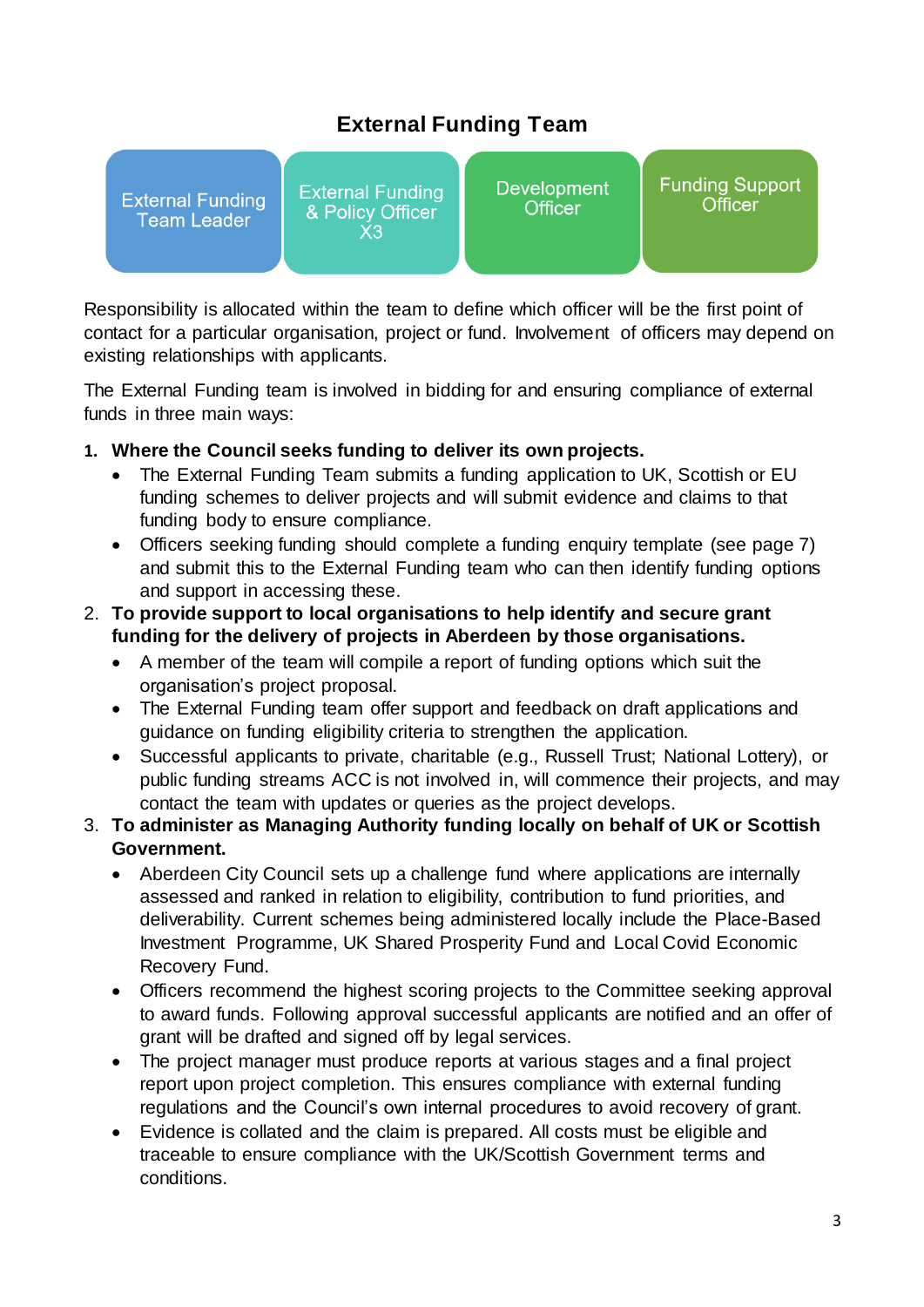## External Funding Team

| External Funding Team Leader | External Funding & Policy Officer X3 | Development Officer | Funding Support Officer |
|---|---|---|---|

Responsibility is allocated within the team to define which officer will be the first point of contact for a particular organisation, project or fund. Involvement of officers may depend on existing relationships with applicants.

The External Funding team is involved in bidding for and ensuring compliance of external funds in three main ways:

1. **Where the Council seeks funding to deliver its own projects.**
   - The External Funding Team submits a funding application to UK, Scottish or EU funding schemes to deliver projects and will submit evidence and claims to that funding body to ensure compliance.
   - Officers seeking funding should complete a funding enquiry template (see page 7) and submit this to the External Funding team who can then identify funding options and support in accessing these.
2. **To provide support to local organisations to help identify and secure grant funding for the delivery of projects in Aberdeen by those organisations.**
   - A member of the team will compile a report of funding options which suit the organisation's project proposal.
   - The External Funding team offer support and feedback on draft applications and guidance on funding eligibility criteria to strengthen the application.
   - Successful applicants to private, charitable (e.g., Russell Trust; National Lottery), or public funding streams ACC is not involved in, will commence their projects, and may contact the team with updates or queries as the project develops.
3. **To administer as Managing Authority funding locally on behalf of UK or Scottish Government.**
   - Aberdeen City Council sets up a challenge fund where applications are internally assessed and ranked in relation to eligibility, contribution to fund priorities, and deliverability. Current schemes being administered locally include the Place-Based Investment Programme, UK Shared Prosperity Fund and Local Covid Economic Recovery Fund.
   - Officers recommend the highest scoring projects to the Committee seeking approval to award funds. Following approval successful applicants are notified and an offer of grant will be drafted and signed off by legal services.
   - The project manager must produce reports at various stages and a final project report upon project completion. This ensures compliance with external funding regulations and the Council's own internal procedures to avoid recovery of grant.
   - Evidence is collated and the claim is prepared. All costs must be eligible and traceable to ensure compliance with the UK/Scottish Government terms and conditions.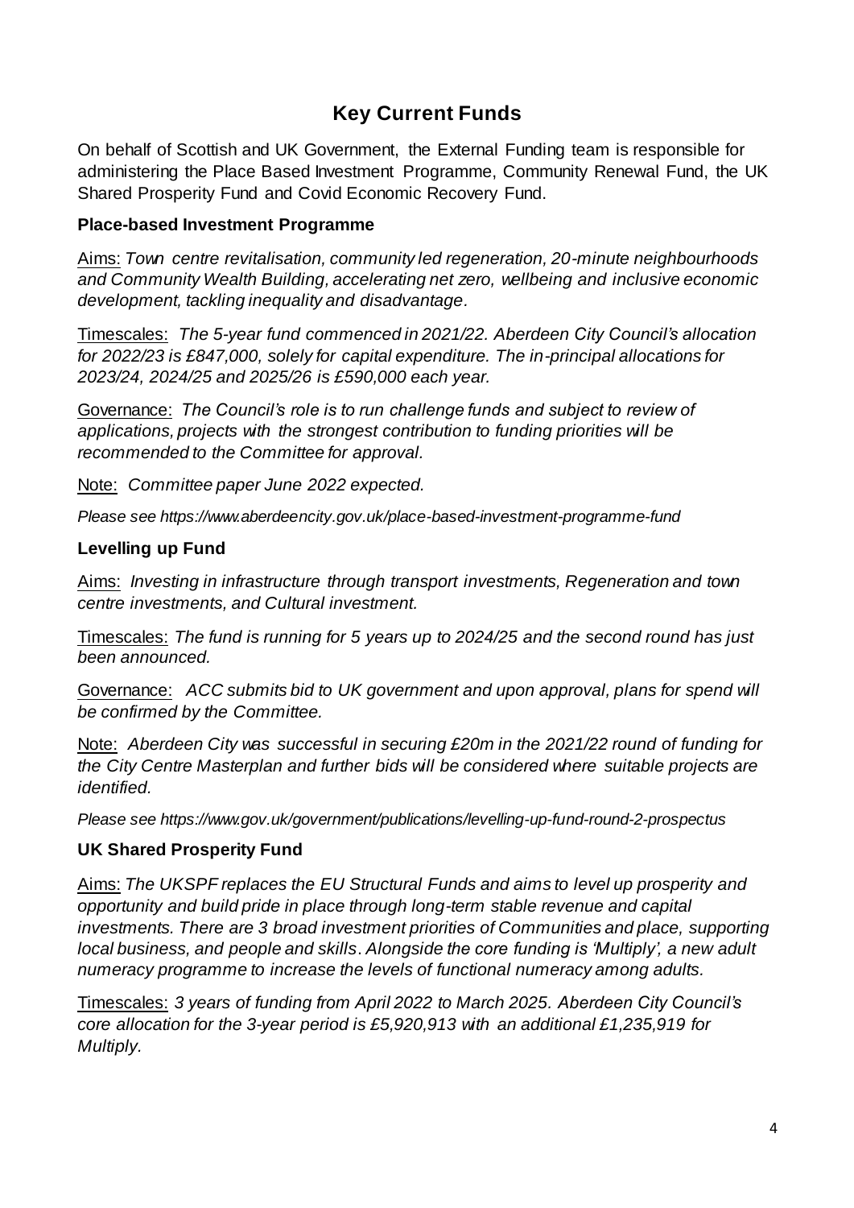# Key Current Funds

On behalf of Scottish and UK Government, the External Funding team is responsible for administering the Place Based Investment Programme, Community Renewal Fund, the UK Shared Prosperity Fund and Covid Economic Recovery Fund.

### Place-based Investment Programme

Aims: *Town centre revitalisation, community led regeneration, 20-minute neighbourhoods and Community Wealth Building, accelerating net zero, wellbeing and inclusive economic development, tackling inequality and disadvantage.*

Timescales: *The 5-year fund commenced in 2021/22. Aberdeen City Council's allocation for 2022/23 is £847,000, solely for capital expenditure. The in-principal allocations for 2023/24, 2024/25 and 2025/26 is £590,000 each year.*

Governance: *The Council's role is to run challenge funds and subject to review of applications, projects with the strongest contribution to funding priorities will be recommended to the Committee for approval.*

Note: *Committee paper June 2022 expected.*

*Please see https://www.aberdeencity.gov.uk/place-based-investment-programme-fund*

### Levelling up Fund

Aims: *Investing in infrastructure through transport investments, Regeneration and town centre investments, and Cultural investment.*

Timescales: *The fund is running for 5 years up to 2024/25 and the second round has just been announced.*

Governance: *ACC submits bid to UK government and upon approval, plans for spend will be confirmed by the Committee.*

Note: *Aberdeen City was successful in securing £20m in the 2021/22 round of funding for the City Centre Masterplan and further bids will be considered where suitable projects are identified.*

*Please see https://www.gov.uk/government/publications/levelling-up-fund-round-2-prospectus*

### UK Shared Prosperity Fund

Aims: *The UKSPF replaces the EU Structural Funds and aims to level up prosperity and opportunity and build pride in place through long-term stable revenue and capital investments. There are 3 broad investment priorities of Communities and place, supporting local business, and people and skills. Alongside the core funding is 'Multiply', a new adult numeracy programme to increase the levels of functional numeracy among adults.*

Timescales: *3 years of funding from April 2022 to March 2025. Aberdeen City Council's core allocation for the 3-year period is £5,920,913 with an additional £1,235,919 for Multiply.*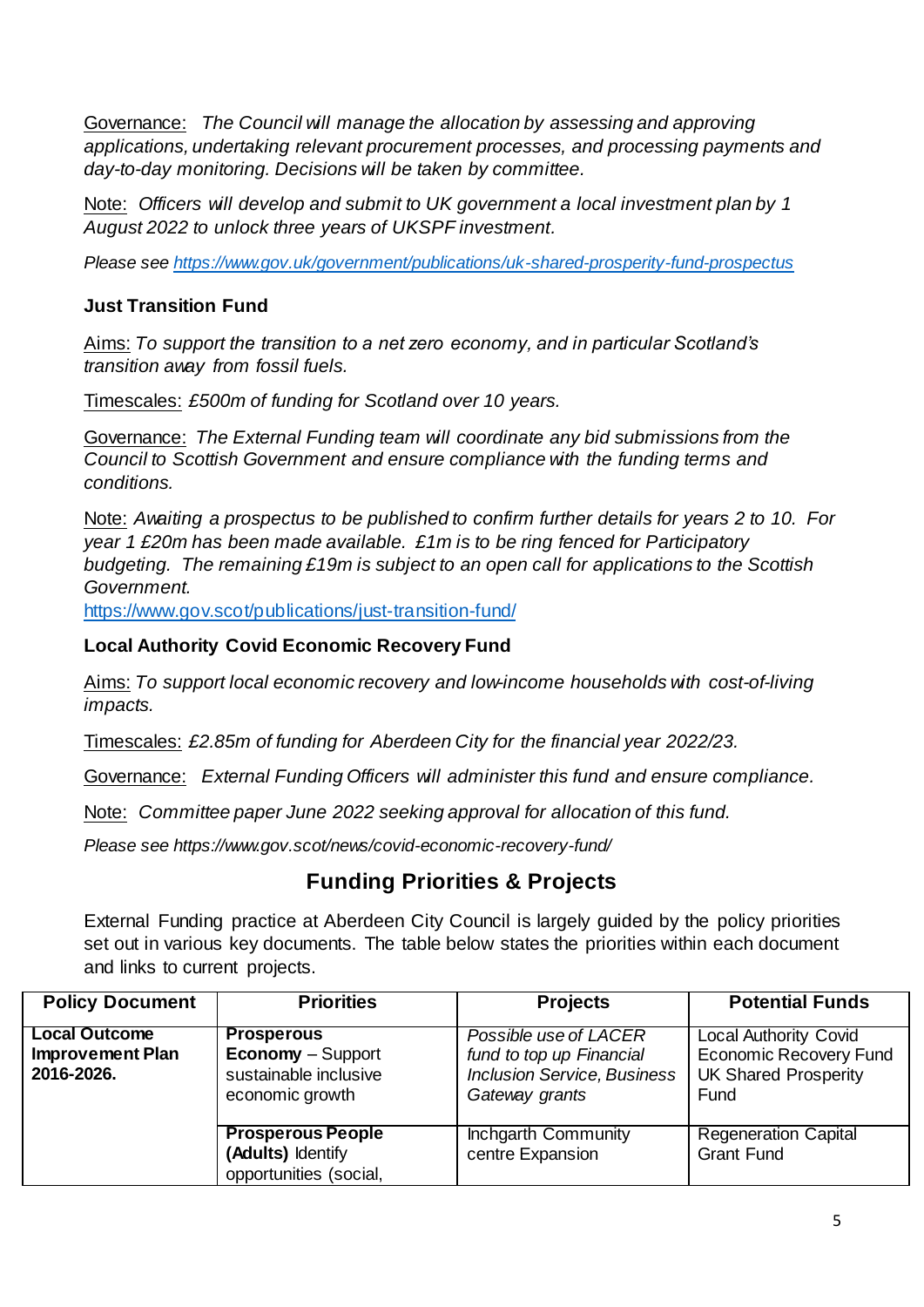Governance: *The Council will manage the allocation by assessing and approving applications, undertaking relevant procurement processes, and processing payments and day-to-day monitoring. Decisions will be taken by committee.*

Note: *Officers will develop and submit to UK government a local investment plan by 1 August 2022 to unlock three years of UKSPF investment.*

*Please see https://www.gov.uk/government/publications/uk-shared-prosperity-fund-prospectus*

**Just Transition Fund**

Aims: *To support the transition to a net zero economy, and in particular Scotland's transition away from fossil fuels.*

Timescales: *£500m of funding for Scotland over 10 years.*

Governance: *The External Funding team will coordinate any bid submissions from the Council to Scottish Government and ensure compliance with the funding terms and conditions.*

Note: *Awaiting a prospectus to be published to confirm further details for years 2 to 10. For year 1 £20m has been made available. £1m is to be ring fenced for Participatory budgeting. The remaining £19m is subject to an open call for applications to the Scottish Government.*
https://www.gov.scot/publications/just-transition-fund/

**Local Authority Covid Economic Recovery Fund**

Aims: *To support local economic recovery and low-income households with cost-of-living impacts.*

Timescales: *£2.85m of funding for Aberdeen City for the financial year 2022/23.*

Governance: *External Funding Officers will administer this fund and ensure compliance.*

Note: *Committee paper June 2022 seeking approval for allocation of this fund.*

*Please see https://www.gov.scot/news/covid-economic-recovery-fund/*

## Funding Priorities & Projects

External Funding practice at Aberdeen City Council is largely guided by the policy priorities set out in various key documents. The table below states the priorities within each document and links to current projects.

| Policy Document | Priorities | Projects | Potential Funds |
|---|---|---|---|
| **Local Outcome Improvement Plan 2016-2026.** | **Prosperous Economy** – Support sustainable inclusive economic growth | *Possible use of LACER fund to top up Financial Inclusion Service, Business Gateway grants* | Local Authority Covid Economic Recovery Fund<br>UK Shared Prosperity Fund |
| | **Prosperous People (Adults)** Identify opportunities (social, | Inchgarth Community centre Expansion | Regeneration Capital Grant Fund |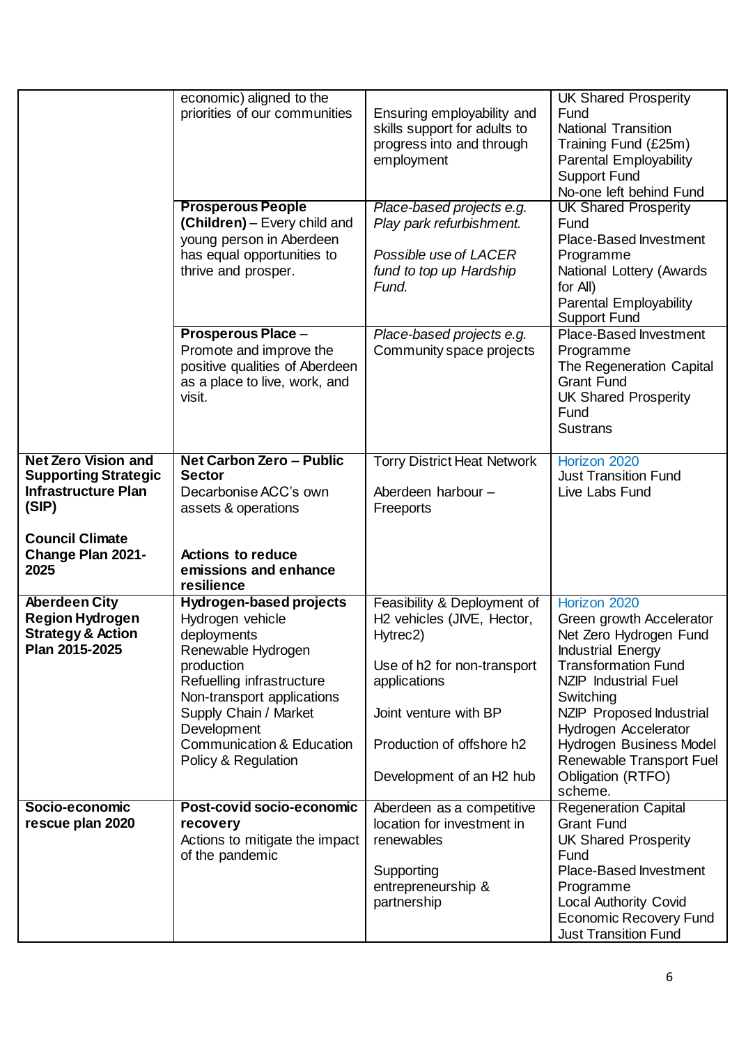| | | | |
|---|---|---|---|
| | economic) aligned to the priorities of our communities | Ensuring employability and skills support for adults to progress into and through employment | UK Shared Prosperity Fund<br>National Transition Training Fund (£25m)<br>Parental Employability Support Fund<br>No-one left behind Fund |
| | **Prosperous People (Children)** – Every child and young person in Aberdeen has equal opportunities to thrive and prosper. | *Place-based projects e.g. Play park refurbishment.*<br><br>*Possible use of LACER fund to top up Hardship Fund.* | UK Shared Prosperity Fund<br>Place-Based Investment Programme<br>National Lottery (Awards for All)<br>Parental Employability Support Fund |
| | **Prosperous Place** – Promote and improve the positive qualities of Aberdeen as a place to live, work, and visit. | *Place-based projects e.g.* Community space projects | Place-Based Investment Programme<br>The Regeneration Capital Grant Fund<br>UK Shared Prosperity Fund<br>Sustrans |
| **Net Zero Vision and Supporting Strategic Infrastructure Plan (SIP)**<br><br>**Council Climate Change Plan 2021-2025** | **Net Carbon Zero – Public Sector**<br>Decarbonise ACC's own assets & operations<br><br>**Actions to reduce emissions and enhance resilience** | Torry District Heat Network<br><br>Aberdeen harbour – Freeports | Horizon 2020<br>Just Transition Fund<br>Live Labs Fund |
| **Aberdeen City Region Hydrogen Strategy & Action Plan 2015-2025** | **Hydrogen-based projects**<br>Hydrogen vehicle deployments<br>Renewable Hydrogen production<br>Refuelling infrastructure<br>Non-transport applications<br>Supply Chain / Market Development<br>Communication & Education<br>Policy & Regulation | Feasibility & Deployment of H2 vehicles (JIVE, Hector, Hytrec2)<br><br>Use of h2 for non-transport applications<br><br>Joint venture with BP<br><br>Production of offshore h2<br><br>Development of an H2 hub | Horizon 2020<br>Green growth Accelerator<br>Net Zero Hydrogen Fund<br>Industrial Energy Transformation Fund<br>NZIP Industrial Fuel Switching<br>NZIP Proposed Industrial Hydrogen Accelerator<br>Hydrogen Business Model<br>Renewable Transport Fuel Obligation (RTFO) scheme. |
| **Socio-economic rescue plan 2020** | **Post-covid socio-economic recovery**<br>Actions to mitigate the impact of the pandemic | Aberdeen as a competitive location for investment in renewables<br><br>Supporting entrepreneurship & partnership | Regeneration Capital Grant Fund<br>UK Shared Prosperity Fund<br>Place-Based Investment Programme<br>Local Authority Covid Economic Recovery Fund<br>Just Transition Fund |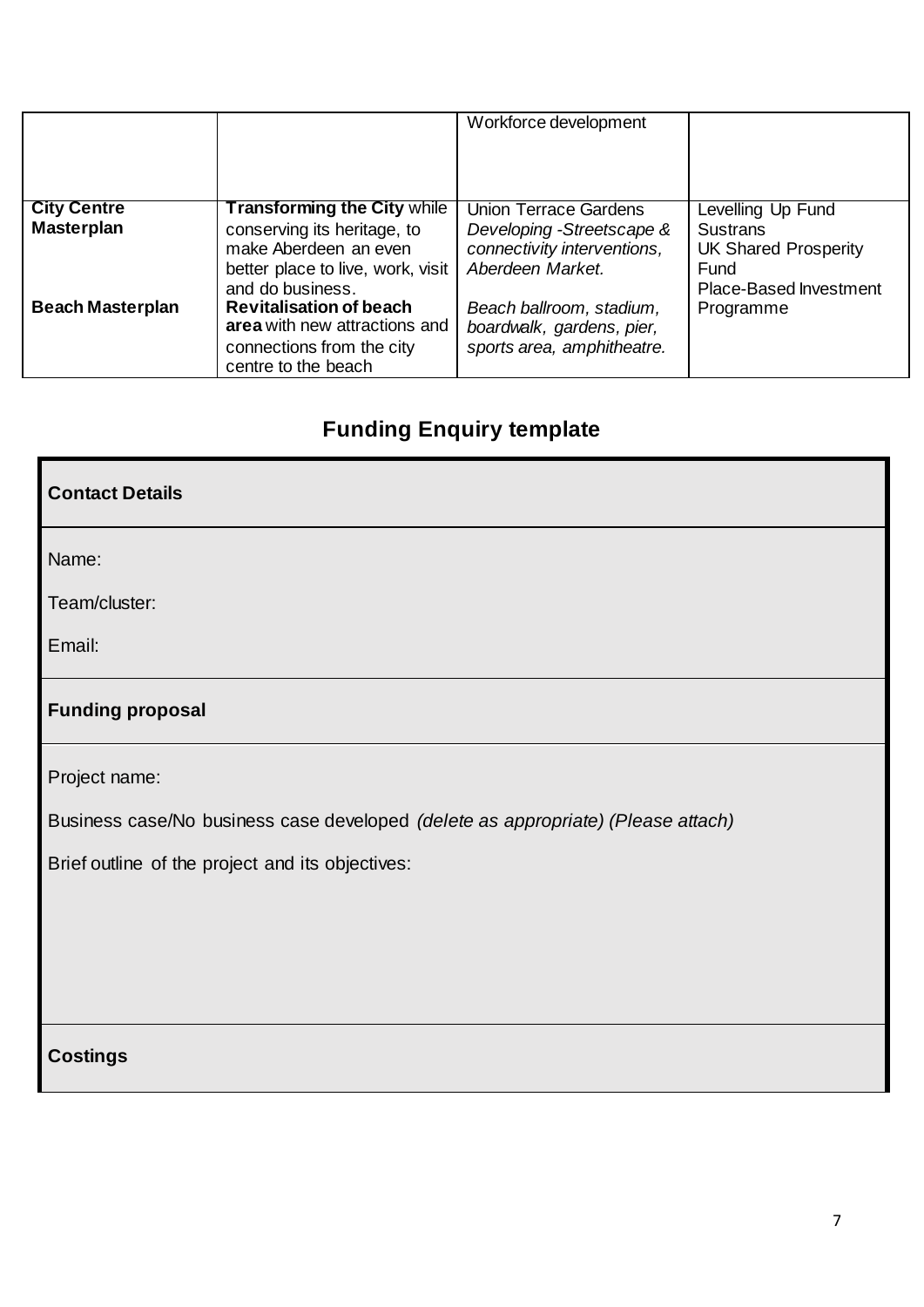| | | | |
|---|---|---|---|
| | | Workforce development | |
| **City Centre Masterplan** | **Transforming the City** while conserving its heritage, to make Aberdeen an even better place to live, work, visit and do business. | Union Terrace Gardens *Developing -Streetscape & connectivity interventions, Aberdeen Market.* | Levelling Up Fund Sustrans UK Shared Prosperity Fund Place-Based Investment Programme |
| **Beach Masterplan** | **Revitalisation of beach area** with new attractions and connections from the city centre to the beach | *Beach ballroom, stadium, boardwalk, gardens, pier, sports area, amphitheatre.* | |

## Funding Enquiry template

**Contact Details**

Name:

Team/cluster:

Email:

**Funding proposal**

Project name:

Business case/No business case developed *(delete as appropriate) (Please attach)*

Brief outline of the project and its objectives:

**Costings**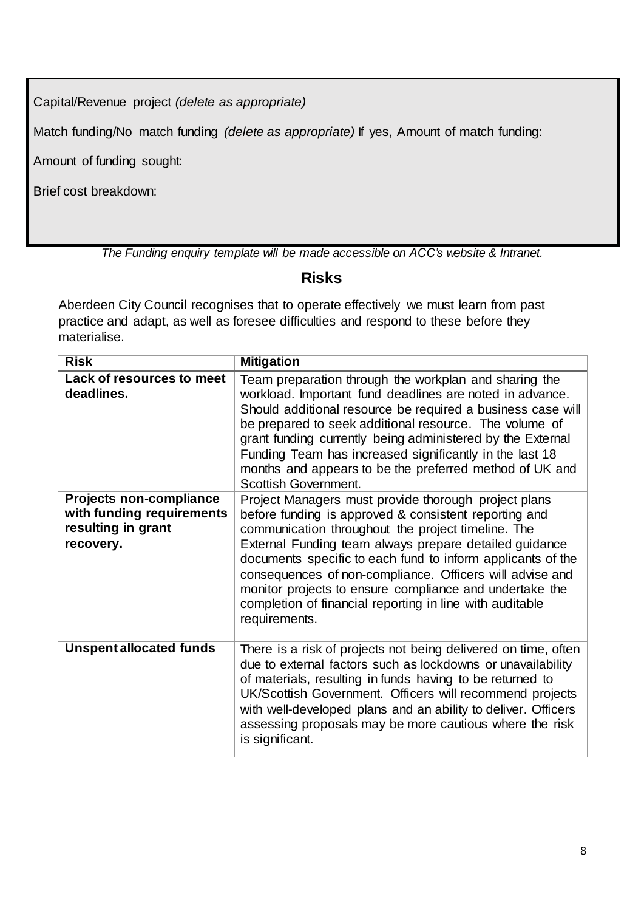Capital/Revenue project *(delete as appropriate)*

Match funding/No match funding *(delete as appropriate)* If yes, Amount of match funding:

Amount of funding sought:

Brief cost breakdown:

*The Funding enquiry template will be made accessible on ACC's website & Intranet.*

## Risks

Aberdeen City Council recognises that to operate effectively we must learn from past practice and adapt, as well as foresee difficulties and respond to these before they materialise.

| Risk | Mitigation |
|---|---|
| **Lack of resources to meet deadlines.** | Team preparation through the workplan and sharing the workload. Important fund deadlines are noted in advance. Should additional resource be required a business case will be prepared to seek additional resource. The volume of grant funding currently being administered by the External Funding Team has increased significantly in the last 18 months and appears to be the preferred method of UK and Scottish Government. |
| **Projects non-compliance with funding requirements resulting in grant recovery.** | Project Managers must provide thorough project plans before funding is approved & consistent reporting and communication throughout the project timeline. The External Funding team always prepare detailed guidance documents specific to each fund to inform applicants of the consequences of non-compliance. Officers will advise and monitor projects to ensure compliance and undertake the completion of financial reporting in line with auditable requirements. |
| **Unspent allocated funds** | There is a risk of projects not being delivered on time, often due to external factors such as lockdowns or unavailability of materials, resulting in funds having to be returned to UK/Scottish Government. Officers will recommend projects with well-developed plans and an ability to deliver. Officers assessing proposals may be more cautious where the risk is significant. |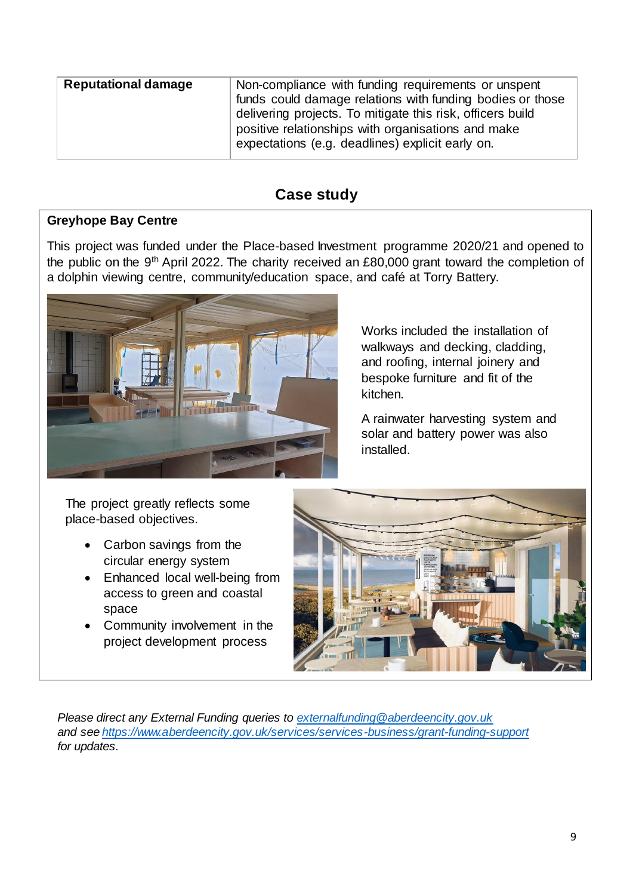| | |
|---|---|
| **Reputational damage** | Non-compliance with funding requirements or unspent funds could damage relations with funding bodies or those delivering projects. To mitigate this risk, officers build positive relationships with organisations and make expectations (e.g. deadlines) explicit early on. |

## Case study

**Greyhope Bay Centre**

This project was funded under the Place-based Investment programme 2020/21 and opened to the public on the 9th April 2022. The charity received an £80,000 grant toward the completion of a dolphin viewing centre, community/education space, and café at Torry Battery.

Works included the installation of walkways and decking, cladding, and roofing, internal joinery and bespoke furniture and fit of the kitchen.

A rainwater harvesting system and solar and battery power was also installed.

The project greatly reflects some place-based objectives.

- Carbon savings from the circular energy system
- Enhanced local well-being from access to green and coastal space
- Community involvement in the project development process

*Please direct any External Funding queries to [externalfunding@aberdeencity.gov.uk](mailto:externalfunding@aberdeencity.gov.uk) and see [https://www.aberdeencity.gov.uk/services/services-business/grant-funding-support](https://www.aberdeencity.gov.uk/services/services-business/grant-funding-support) for updates.*